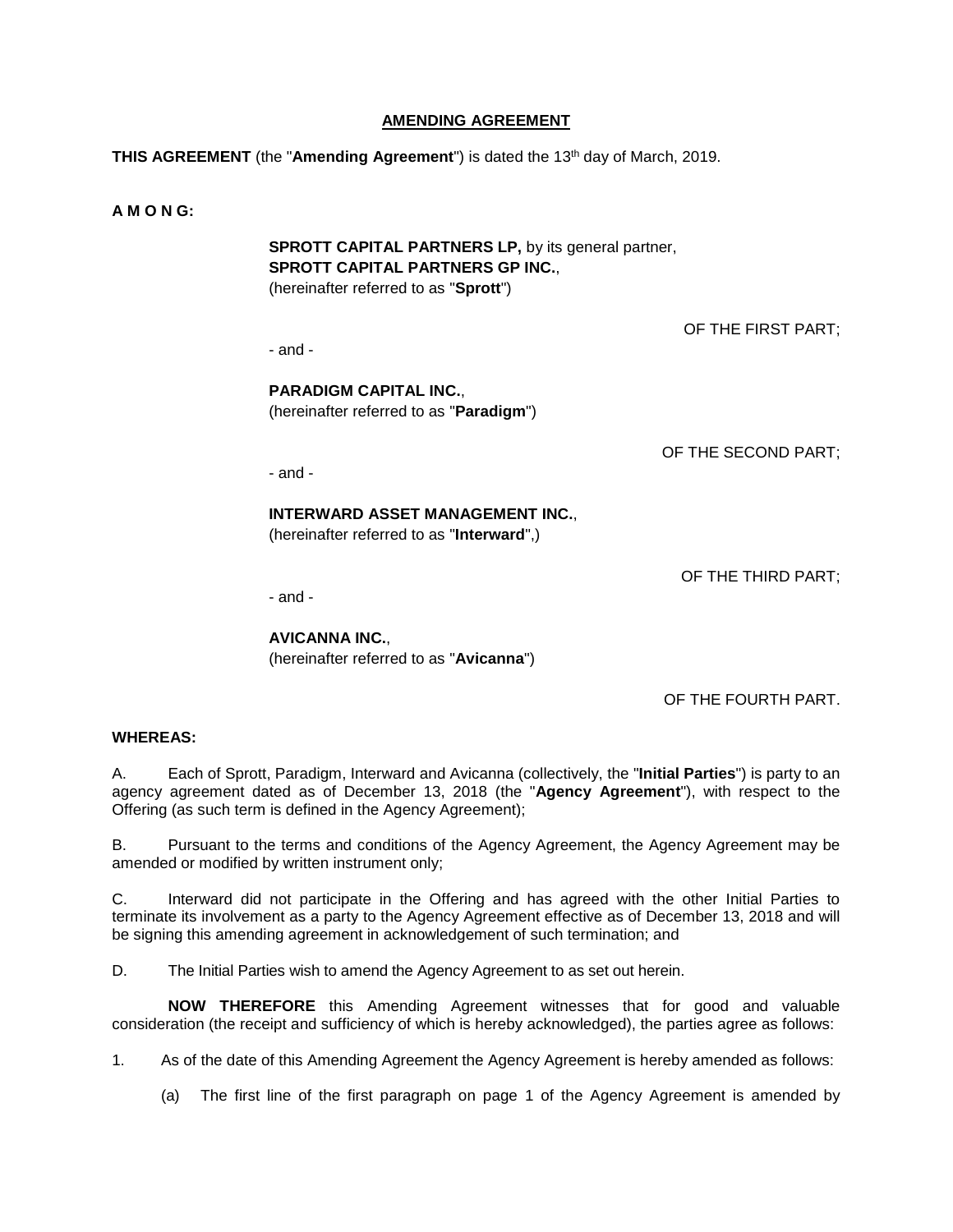**AMENDING AGREEMENT**

**THIS AGREEMENT** (the "**Amending Agreement**") is dated the 13th day of March, 2019.

**A M O N G:**

**SPROTT CAPITAL PARTNERS LP,** by its general partner,
**SPROTT CAPITAL PARTNERS GP INC.**,
(hereinafter referred to as "**Sprott**")

OF THE FIRST PART;

\- and -

**PARADIGM CAPITAL INC.**,
(hereinafter referred to as "**Paradigm**")

OF THE SECOND PART;

\- and -

**INTERWARD ASSET MANAGEMENT INC.**,
(hereinafter referred to as "**Interward**",)

OF THE THIRD PART;

\- and -

**AVICANNA INC.**,
(hereinafter referred to as "**Avicanna**")

OF THE FOURTH PART.

**WHEREAS:**

A. Each of Sprott, Paradigm, Interward and Avicanna (collectively, the "**Initial Parties**") is party to an agency agreement dated as of December 13, 2018 (the "**Agency Agreement**"), with respect to the Offering (as such term is defined in the Agency Agreement);

B. Pursuant to the terms and conditions of the Agency Agreement, the Agency Agreement may be amended or modified by written instrument only;

C. Interward did not participate in the Offering and has agreed with the other Initial Parties to terminate its involvement as a party to the Agency Agreement effective as of December 13, 2018 and will be signing this amending agreement in acknowledgement of such termination; and

D. The Initial Parties wish to amend the Agency Agreement to as set out herein.

**NOW THEREFORE** this Amending Agreement witnesses that for good and valuable consideration (the receipt and sufficiency of which is hereby acknowledged), the parties agree as follows:

1. As of the date of this Amending Agreement the Agency Agreement is hereby amended as follows:

   (a) The first line of the first paragraph on page 1 of the Agency Agreement is amended by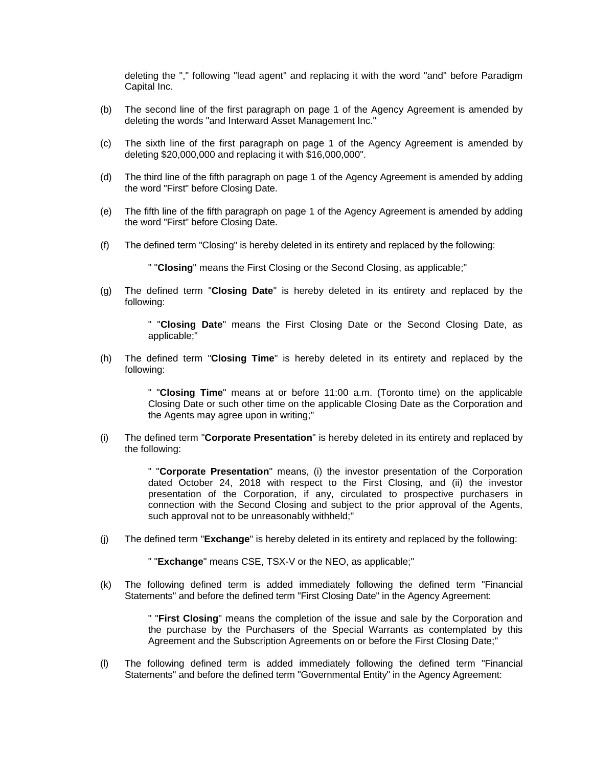deleting the "," following "lead agent" and replacing it with the word "and" before Paradigm Capital Inc.

(b) The second line of the first paragraph on page 1 of the Agency Agreement is amended by deleting the words "and Interward Asset Management Inc."

(c) The sixth line of the first paragraph on page 1 of the Agency Agreement is amended by deleting $20,000,000 and replacing it with $16,000,000".

(d) The third line of the fifth paragraph on page 1 of the Agency Agreement is amended by adding the word "First" before Closing Date.

(e) The fifth line of the fifth paragraph on page 1 of the Agency Agreement is amended by adding the word "First" before Closing Date.

(f) The defined term "Closing" is hereby deleted in its entirety and replaced by the following:

> " "**Closing**" means the First Closing or the Second Closing, as applicable;"

(g) The defined term "**Closing Date**" is hereby deleted in its entirety and replaced by the following:

> " "**Closing Date**" means the First Closing Date or the Second Closing Date, as applicable;"

(h) The defined term "**Closing Time**" is hereby deleted in its entirety and replaced by the following:

> " "**Closing Time**" means at or before 11:00 a.m. (Toronto time) on the applicable Closing Date or such other time on the applicable Closing Date as the Corporation and the Agents may agree upon in writing;"

(i) The defined term "**Corporate Presentation**" is hereby deleted in its entirety and replaced by the following:

> " "**Corporate Presentation**" means, (i) the investor presentation of the Corporation dated October 24, 2018 with respect to the First Closing, and (ii) the investor presentation of the Corporation, if any, circulated to prospective purchasers in connection with the Second Closing and subject to the prior approval of the Agents, such approval not to be unreasonably withheld;"

(j) The defined term "**Exchange**" is hereby deleted in its entirety and replaced by the following:

> " "**Exchange**" means CSE, TSX-V or the NEO, as applicable;"

(k) The following defined term is added immediately following the defined term "Financial Statements" and before the defined term "First Closing Date" in the Agency Agreement:

> " "**First Closing**" means the completion of the issue and sale by the Corporation and the purchase by the Purchasers of the Special Warrants as contemplated by this Agreement and the Subscription Agreements on or before the First Closing Date;"

(l) The following defined term is added immediately following the defined term "Financial Statements" and before the defined term "Governmental Entity" in the Agency Agreement: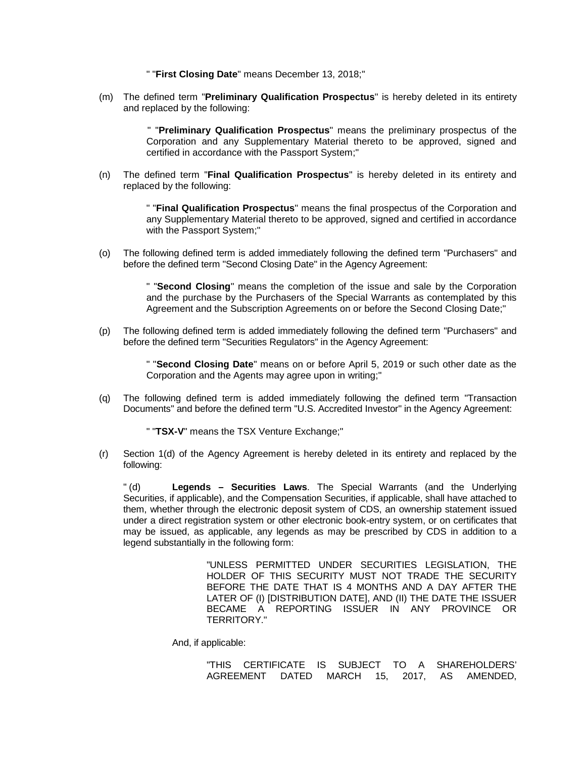" "**First Closing Date**" means December 13, 2018;"

(m) The defined term "**Preliminary Qualification Prospectus**" is hereby deleted in its entirety and replaced by the following:

> " "**Preliminary Qualification Prospectus**" means the preliminary prospectus of the Corporation and any Supplementary Material thereto to be approved, signed and certified in accordance with the Passport System;"

(n) The defined term "**Final Qualification Prospectus**" is hereby deleted in its entirety and replaced by the following:

> " "**Final Qualification Prospectus**" means the final prospectus of the Corporation and any Supplementary Material thereto to be approved, signed and certified in accordance with the Passport System;"

(o) The following defined term is added immediately following the defined term "Purchasers" and before the defined term "Second Closing Date" in the Agency Agreement:

> " "**Second Closing**" means the completion of the issue and sale by the Corporation and the purchase by the Purchasers of the Special Warrants as contemplated by this Agreement and the Subscription Agreements on or before the Second Closing Date;"

(p) The following defined term is added immediately following the defined term "Purchasers" and before the defined term "Securities Regulators" in the Agency Agreement:

> " "**Second Closing Date**" means on or before April 5, 2019 or such other date as the Corporation and the Agents may agree upon in writing;"

(q) The following defined term is added immediately following the defined term "Transaction Documents" and before the defined term "U.S. Accredited Investor" in the Agency Agreement:

> " "**TSX-V**" means the TSX Venture Exchange;"

(r) Section 1(d) of the Agency Agreement is hereby deleted in its entirety and replaced by the following:

" (d) **Legends – Securities Laws**. The Special Warrants (and the Underlying Securities, if applicable), and the Compensation Securities, if applicable, shall have attached to them, whether through the electronic deposit system of CDS, an ownership statement issued under a direct registration system or other electronic book-entry system, or on certificates that may be issued, as applicable, any legends as may be prescribed by CDS in addition to a legend substantially in the following form:

> "UNLESS PERMITTED UNDER SECURITIES LEGISLATION, THE HOLDER OF THIS SECURITY MUST NOT TRADE THE SECURITY BEFORE THE DATE THAT IS 4 MONTHS AND A DAY AFTER THE LATER OF (I) [DISTRIBUTION DATE], AND (II) THE DATE THE ISSUER BECAME A REPORTING ISSUER IN ANY PROVINCE OR TERRITORY."

And, if applicable:

> "THIS CERTIFICATE IS SUBJECT TO A SHAREHOLDERS' AGREEMENT DATED MARCH 15, 2017, AS AMENDED,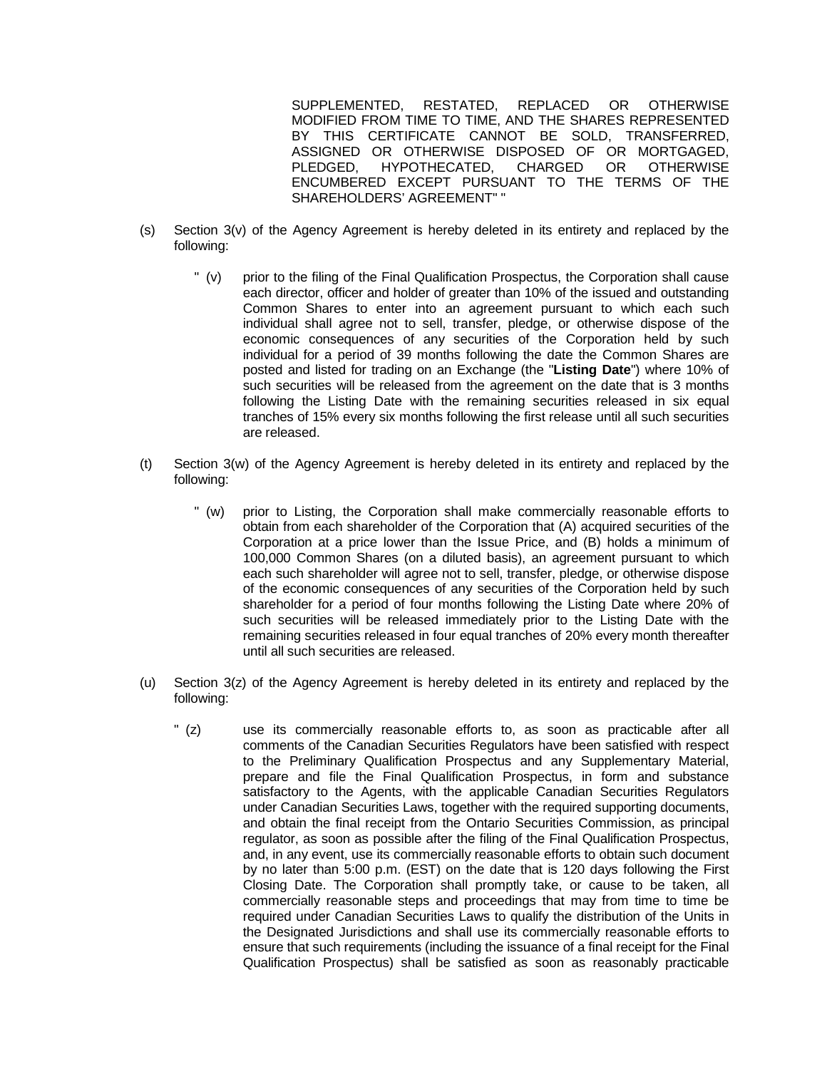SUPPLEMENTED, RESTATED, REPLACED OR OTHERWISE MODIFIED FROM TIME TO TIME, AND THE SHARES REPRESENTED BY THIS CERTIFICATE CANNOT BE SOLD, TRANSFERRED, ASSIGNED OR OTHERWISE DISPOSED OF OR MORTGAGED, PLEDGED, HYPOTHECATED, CHARGED OR OTHERWISE ENCUMBERED EXCEPT PURSUANT TO THE TERMS OF THE SHAREHOLDERS' AGREEMENT" "

(s) Section 3(v) of the Agency Agreement is hereby deleted in its entirety and replaced by the following:

" (v) prior to the filing of the Final Qualification Prospectus, the Corporation shall cause each director, officer and holder of greater than 10% of the issued and outstanding Common Shares to enter into an agreement pursuant to which each such individual shall agree not to sell, transfer, pledge, or otherwise dispose of the economic consequences of any securities of the Corporation held by such individual for a period of 39 months following the date the Common Shares are posted and listed for trading on an Exchange (the "**Listing Date**") where 10% of such securities will be released from the agreement on the date that is 3 months following the Listing Date with the remaining securities released in six equal tranches of 15% every six months following the first release until all such securities are released.

(t) Section 3(w) of the Agency Agreement is hereby deleted in its entirety and replaced by the following:

" (w) prior to Listing, the Corporation shall make commercially reasonable efforts to obtain from each shareholder of the Corporation that (A) acquired securities of the Corporation at a price lower than the Issue Price, and (B) holds a minimum of 100,000 Common Shares (on a diluted basis), an agreement pursuant to which each such shareholder will agree not to sell, transfer, pledge, or otherwise dispose of the economic consequences of any securities of the Corporation held by such shareholder for a period of four months following the Listing Date where 20% of such securities will be released immediately prior to the Listing Date with the remaining securities released in four equal tranches of 20% every month thereafter until all such securities are released.

(u) Section 3(z) of the Agency Agreement is hereby deleted in its entirety and replaced by the following:

" (z) use its commercially reasonable efforts to, as soon as practicable after all comments of the Canadian Securities Regulators have been satisfied with respect to the Preliminary Qualification Prospectus and any Supplementary Material, prepare and file the Final Qualification Prospectus, in form and substance satisfactory to the Agents, with the applicable Canadian Securities Regulators under Canadian Securities Laws, together with the required supporting documents, and obtain the final receipt from the Ontario Securities Commission, as principal regulator, as soon as possible after the filing of the Final Qualification Prospectus, and, in any event, use its commercially reasonable efforts to obtain such document by no later than 5:00 p.m. (EST) on the date that is 120 days following the First Closing Date. The Corporation shall promptly take, or cause to be taken, all commercially reasonable steps and proceedings that may from time to time be required under Canadian Securities Laws to qualify the distribution of the Units in the Designated Jurisdictions and shall use its commercially reasonable efforts to ensure that such requirements (including the issuance of a final receipt for the Final Qualification Prospectus) shall be satisfied as soon as reasonably practicable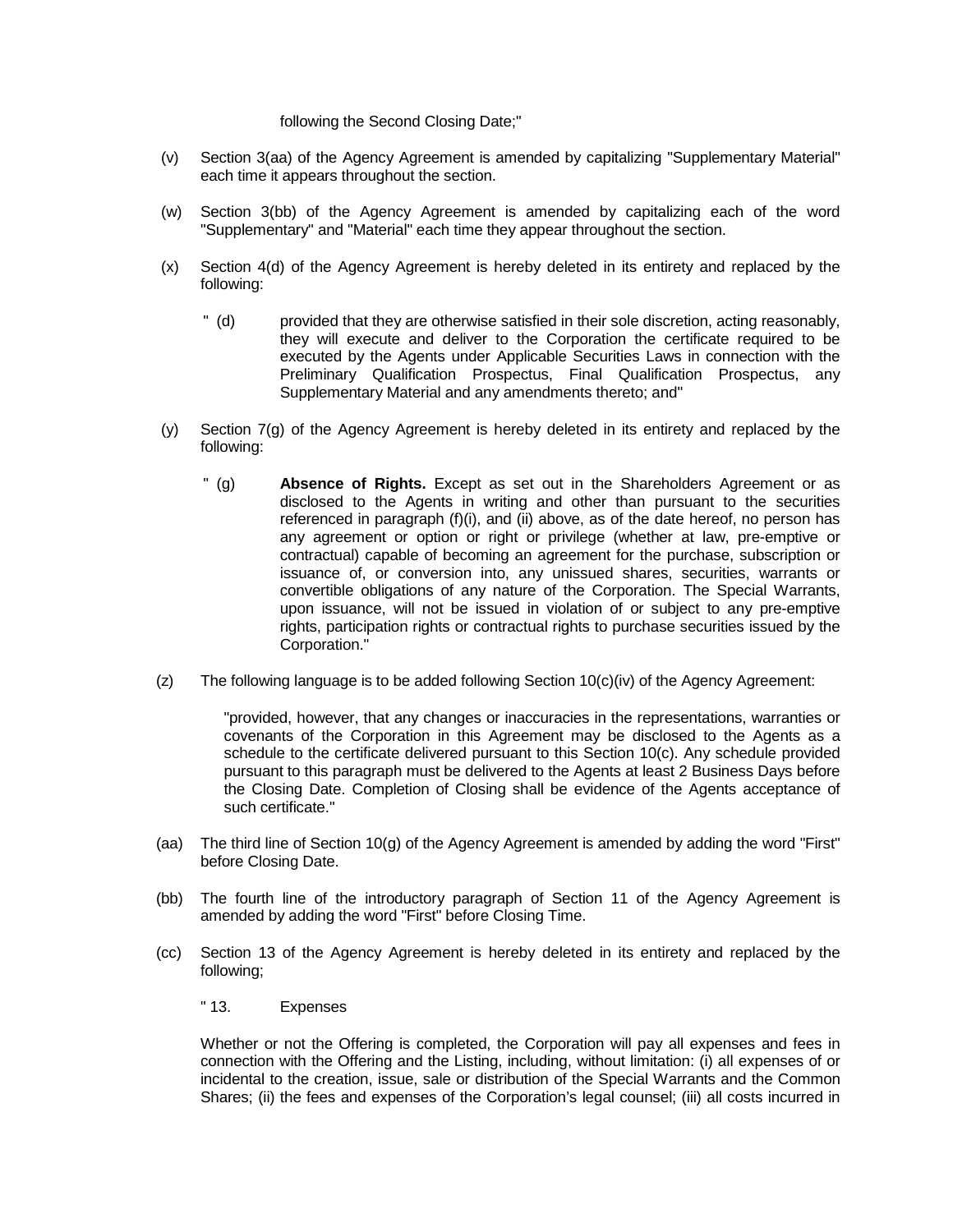following the Second Closing Date;"

(v) Section 3(aa) of the Agency Agreement is amended by capitalizing "Supplementary Material" each time it appears throughout the section.

(w) Section 3(bb) of the Agency Agreement is amended by capitalizing each of the word "Supplementary" and "Material" each time they appear throughout the section.

(x) Section 4(d) of the Agency Agreement is hereby deleted in its entirety and replaced by the following:

> " (d) provided that they are otherwise satisfied in their sole discretion, acting reasonably, they will execute and deliver to the Corporation the certificate required to be executed by the Agents under Applicable Securities Laws in connection with the Preliminary Qualification Prospectus, Final Qualification Prospectus, any Supplementary Material and any amendments thereto; and"

(y) Section 7(g) of the Agency Agreement is hereby deleted in its entirety and replaced by the following:

> " (g) **Absence of Rights.** Except as set out in the Shareholders Agreement or as disclosed to the Agents in writing and other than pursuant to the securities referenced in paragraph (f)(i), and (ii) above, as of the date hereof, no person has any agreement or option or right or privilege (whether at law, pre-emptive or contractual) capable of becoming an agreement for the purchase, subscription or issuance of, or conversion into, any unissued shares, securities, warrants or convertible obligations of any nature of the Corporation. The Special Warrants, upon issuance, will not be issued in violation of or subject to any pre-emptive rights, participation rights or contractual rights to purchase securities issued by the Corporation."

(z) The following language is to be added following Section 10(c)(iv) of the Agency Agreement:

> "provided, however, that any changes or inaccuracies in the representations, warranties or covenants of the Corporation in this Agreement may be disclosed to the Agents as a schedule to the certificate delivered pursuant to this Section 10(c). Any schedule provided pursuant to this paragraph must be delivered to the Agents at least 2 Business Days before the Closing Date. Completion of Closing shall be evidence of the Agents acceptance of such certificate."

(aa) The third line of Section 10(g) of the Agency Agreement is amended by adding the word "First" before Closing Date.

(bb) The fourth line of the introductory paragraph of Section 11 of the Agency Agreement is amended by adding the word "First" before Closing Time.

(cc) Section 13 of the Agency Agreement is hereby deleted in its entirety and replaced by the following;

> " 13. Expenses
>
> Whether or not the Offering is completed, the Corporation will pay all expenses and fees in connection with the Offering and the Listing, including, without limitation: (i) all expenses of or incidental to the creation, issue, sale or distribution of the Special Warrants and the Common Shares; (ii) the fees and expenses of the Corporation's legal counsel; (iii) all costs incurred in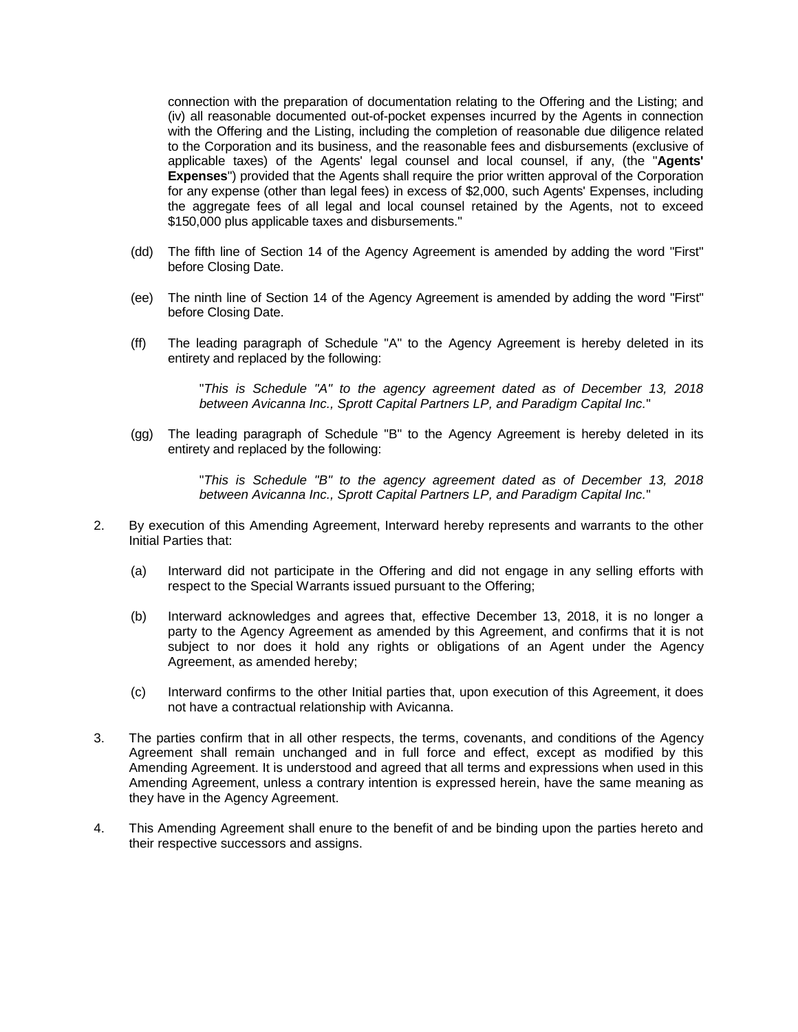connection with the preparation of documentation relating to the Offering and the Listing; and (iv) all reasonable documented out-of-pocket expenses incurred by the Agents in connection with the Offering and the Listing, including the completion of reasonable due diligence related to the Corporation and its business, and the reasonable fees and disbursements (exclusive of applicable taxes) of the Agents' legal counsel and local counsel, if any, (the "**Agents' Expenses**") provided that the Agents shall require the prior written approval of the Corporation for any expense (other than legal fees) in excess of $2,000, such Agents' Expenses, including the aggregate fees of all legal and local counsel retained by the Agents, not to exceed $150,000 plus applicable taxes and disbursements."

(dd) The fifth line of Section 14 of the Agency Agreement is amended by adding the word "First" before Closing Date.

(ee) The ninth line of Section 14 of the Agency Agreement is amended by adding the word "First" before Closing Date.

(ff) The leading paragraph of Schedule "A" to the Agency Agreement is hereby deleted in its entirety and replaced by the following:

> "*This is Schedule "A" to the agency agreement dated as of December 13, 2018 between Avicanna Inc., Sprott Capital Partners LP, and Paradigm Capital Inc.*"

(gg) The leading paragraph of Schedule "B" to the Agency Agreement is hereby deleted in its entirety and replaced by the following:

> "*This is Schedule "B" to the agency agreement dated as of December 13, 2018 between Avicanna Inc., Sprott Capital Partners LP, and Paradigm Capital Inc.*"

2. By execution of this Amending Agreement, Interward hereby represents and warrants to the other Initial Parties that:

   (a) Interward did not participate in the Offering and did not engage in any selling efforts with respect to the Special Warrants issued pursuant to the Offering;

   (b) Interward acknowledges and agrees that, effective December 13, 2018, it is no longer a party to the Agency Agreement as amended by this Agreement, and confirms that it is not subject to nor does it hold any rights or obligations of an Agent under the Agency Agreement, as amended hereby;

   (c) Interward confirms to the other Initial parties that, upon execution of this Agreement, it does not have a contractual relationship with Avicanna.

3. The parties confirm that in all other respects, the terms, covenants, and conditions of the Agency Agreement shall remain unchanged and in full force and effect, except as modified by this Amending Agreement. It is understood and agreed that all terms and expressions when used in this Amending Agreement, unless a contrary intention is expressed herein, have the same meaning as they have in the Agency Agreement.

4. This Amending Agreement shall enure to the benefit of and be binding upon the parties hereto and their respective successors and assigns.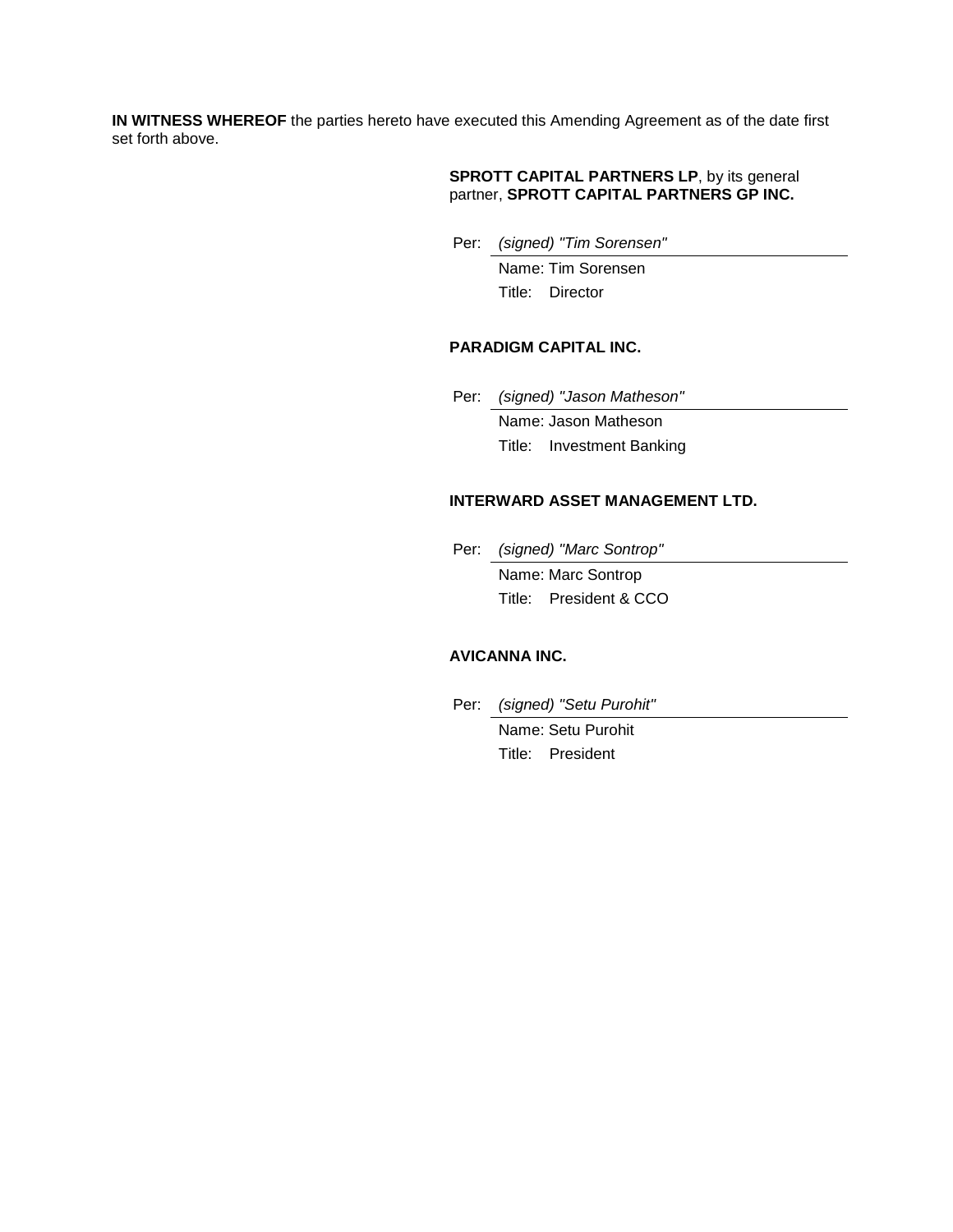**IN WITNESS WHEREOF** the parties hereto have executed this Amending Agreement as of the date first set forth above.

**SPROTT CAPITAL PARTNERS LP**, by its general partner, **SPROTT CAPITAL PARTNERS GP INC.**

Per: *(signed) "Tim Sorensen"*

Name: Tim Sorensen

Title: Director

**PARADIGM CAPITAL INC.**

Per: *(signed) "Jason Matheson"*

Name: Jason Matheson

Title: Investment Banking

**INTERWARD ASSET MANAGEMENT LTD.**

Per: *(signed) "Marc Sontrop"*

Name: Marc Sontrop

Title: President & CCO

**AVICANNA INC.**

Per: *(signed) "Setu Purohit"*

Name: Setu Purohit

Title: President